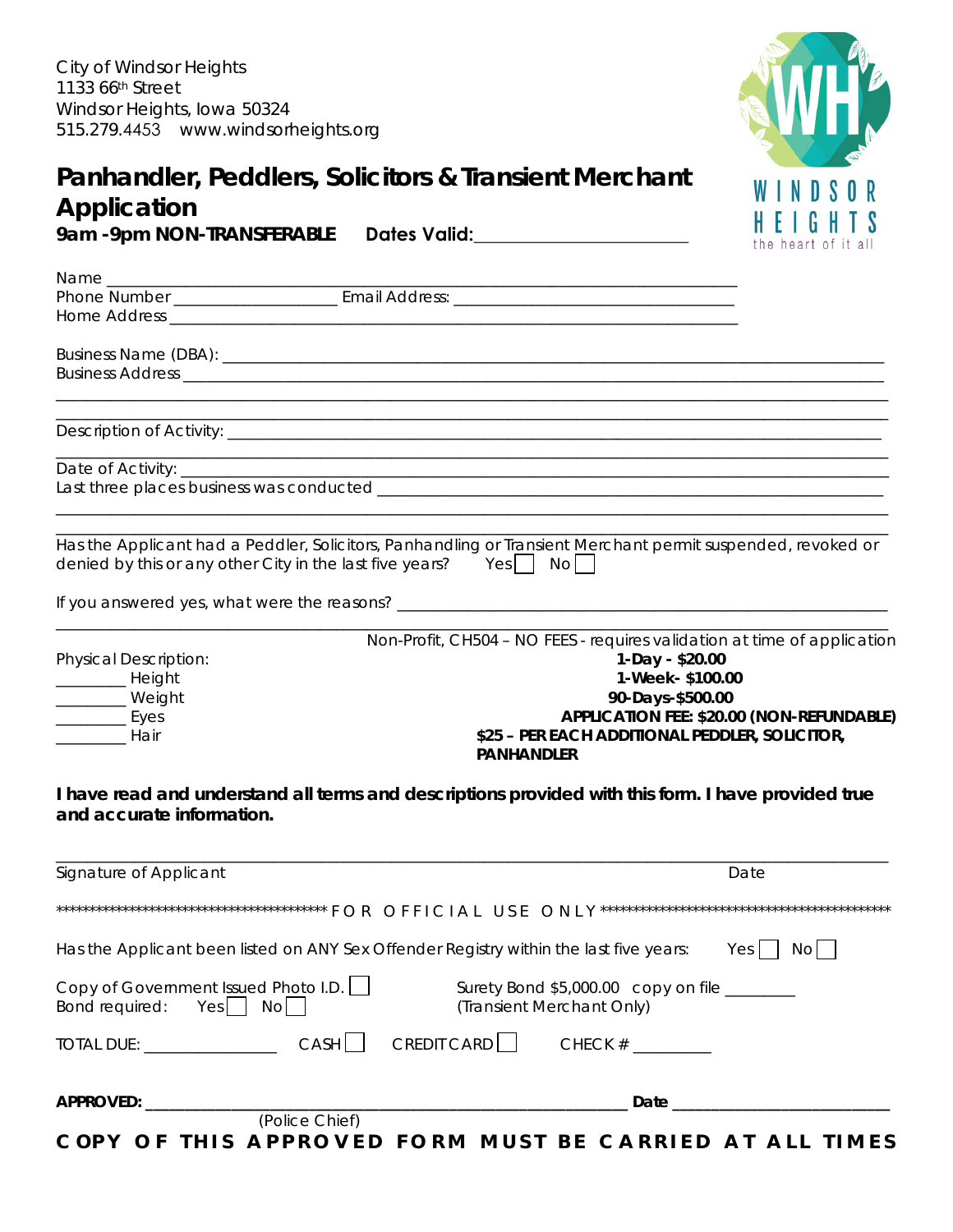City of Windsor Heights
1133 66th Street
Windsor Heights, Iowa 50324
515.279.4453 www.windsorheights.org

WINDSOR HEIGHTS
the heart of it all

# Panhandler, Peddlers, Solicitors & Transient Merchant Application

**9am -9pm NON-TRANSFERABLE Dates Valid:________________________**

Name ______________________________________________________________________
Phone Number ___________________ Email Address: ________________________________
Home Address ______________________________________________________________

Business Name (DBA): ____________________________________________________________
Business Address _________________________________________________________________
______________________________________________________________________________

Description of Activity: ___________________________________________________________
______________________________________________________________________________
Date of Activity: ________________________________________________________________
Last three places business was conducted ___________________________________________
______________________________________________________________________________

Has the Applicant had a Peddler, Solicitors, Panhandling or Transient Merchant permit suspended, revoked or denied by this or any other City in the last five years? Yes ☐ No ☐

If you answered yes, what were the reasons? __________________________________________
______________________________________________________________________________

Physical Description:
________ Height
________ Weight
________ Eyes
________ Hair

Non-Profit, CH504 – NO FEES - requires validation at time of application

**1-Day - $20.00**
**1-Week- $100.00**
**90-Days-$500.00**
**APPLICATION FEE: $20.00 (NON-REFUNDABLE)**
**$25 – PER EACH ADDITIONAL PEDDLER, SOLICITOR, PANHANDLER**

**I have read and understand all terms and descriptions provided with this form. I have provided true and accurate information.**

______________________________________________________________________________
Signature of Applicant Date

******************************************** FOR OFFICIAL USE ONLY ********************************************

Has the Applicant been listed on ANY Sex Offender Registry within the last five years: Yes ☐ No ☐

Copy of Government Issued Photo I.D. ☐
Bond required: Yes ☐ No ☐

Surety Bond $5,000.00 copy on file ________
(Transient Merchant Only)

TOTAL DUE: ________________ CASH ☐ CREDIT CARD ☐ CHECK # _________

**APPROVED:** ____________________________________________ **Date** ____________________
(Police Chief)

**COPY OF THIS APPROVED FORM MUST BE CARRIED AT ALL TIMES**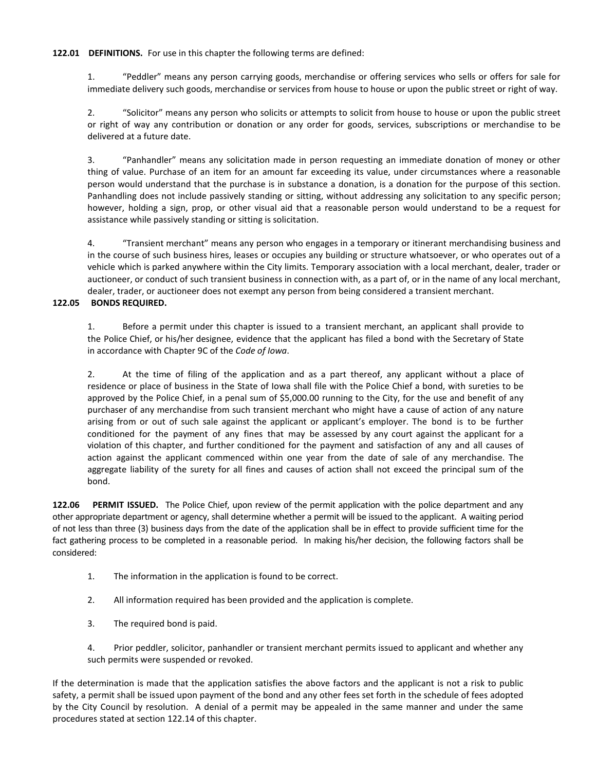**122.01 DEFINITIONS.** For use in this chapter the following terms are defined:

1. "Peddler" means any person carrying goods, merchandise or offering services who sells or offers for sale for immediate delivery such goods, merchandise or services from house to house or upon the public street or right of way.

2. "Solicitor" means any person who solicits or attempts to solicit from house to house or upon the public street or right of way any contribution or donation or any order for goods, services, subscriptions or merchandise to be delivered at a future date.

3. "Panhandler" means any solicitation made in person requesting an immediate donation of money or other thing of value. Purchase of an item for an amount far exceeding its value, under circumstances where a reasonable person would understand that the purchase is in substance a donation, is a donation for the purpose of this section. Panhandling does not include passively standing or sitting, without addressing any solicitation to any specific person; however, holding a sign, prop, or other visual aid that a reasonable person would understand to be a request for assistance while passively standing or sitting is solicitation.

4. "Transient merchant" means any person who engages in a temporary or itinerant merchandising business and in the course of such business hires, leases or occupies any building or structure whatsoever, or who operates out of a vehicle which is parked anywhere within the City limits. Temporary association with a local merchant, dealer, trader or auctioneer, or conduct of such transient business in connection with, as a part of, or in the name of any local merchant, dealer, trader, or auctioneer does not exempt any person from being considered a transient merchant.

**122.05 BONDS REQUIRED.**

1. Before a permit under this chapter is issued to a transient merchant, an applicant shall provide to the Police Chief, or his/her designee, evidence that the applicant has filed a bond with the Secretary of State in accordance with Chapter 9C of the *Code of Iowa*.

2. At the time of filing of the application and as a part thereof, any applicant without a place of residence or place of business in the State of Iowa shall file with the Police Chief a bond, with sureties to be approved by the Police Chief, in a penal sum of $5,000.00 running to the City, for the use and benefit of any purchaser of any merchandise from such transient merchant who might have a cause of action of any nature arising from or out of such sale against the applicant or applicant's employer. The bond is to be further conditioned for the payment of any fines that may be assessed by any court against the applicant for a violation of this chapter, and further conditioned for the payment and satisfaction of any and all causes of action against the applicant commenced within one year from the date of sale of any merchandise. The aggregate liability of the surety for all fines and causes of action shall not exceed the principal sum of the bond.

**122.06 PERMIT ISSUED.** The Police Chief, upon review of the permit application with the police department and any other appropriate department or agency, shall determine whether a permit will be issued to the applicant. A waiting period of not less than three (3) business days from the date of the application shall be in effect to provide sufficient time for the fact gathering process to be completed in a reasonable period. In making his/her decision, the following factors shall be considered:

1. The information in the application is found to be correct.

2. All information required has been provided and the application is complete.

3. The required bond is paid.

4. Prior peddler, solicitor, panhandler or transient merchant permits issued to applicant and whether any such permits were suspended or revoked.

If the determination is made that the application satisfies the above factors and the applicant is not a risk to public safety, a permit shall be issued upon payment of the bond and any other fees set forth in the schedule of fees adopted by the City Council by resolution. A denial of a permit may be appealed in the same manner and under the same procedures stated at section 122.14 of this chapter.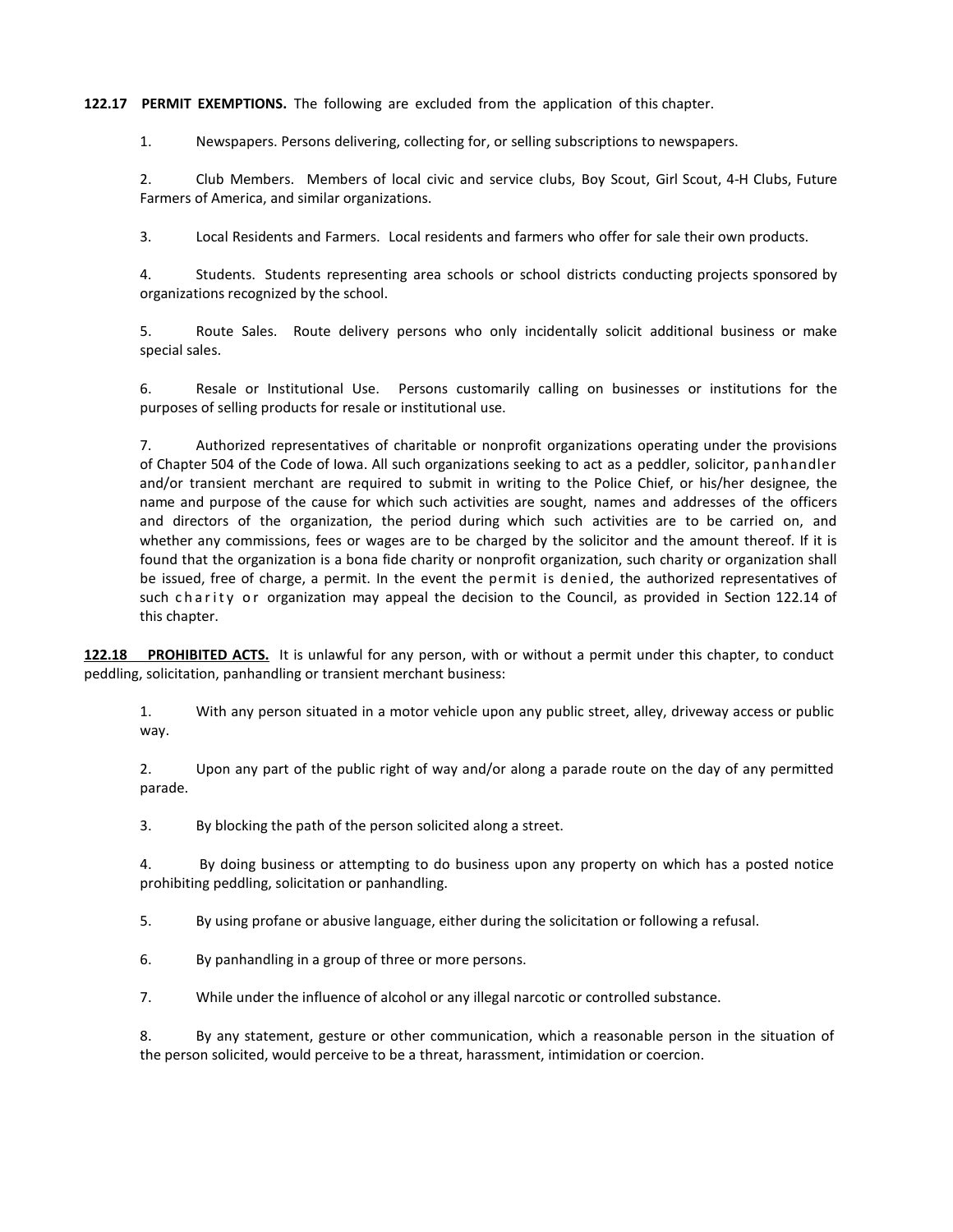**122.17 PERMIT EXEMPTIONS.** The following are excluded from the application of this chapter.

1. Newspapers. Persons delivering, collecting for, or selling subscriptions to newspapers.

2. Club Members. Members of local civic and service clubs, Boy Scout, Girl Scout, 4-H Clubs, Future Farmers of America, and similar organizations.

3. Local Residents and Farmers. Local residents and farmers who offer for sale their own products.

4. Students. Students representing area schools or school districts conducting projects sponsored by organizations recognized by the school.

5. Route Sales. Route delivery persons who only incidentally solicit additional business or make special sales.

6. Resale or Institutional Use. Persons customarily calling on businesses or institutions for the purposes of selling products for resale or institutional use.

7. Authorized representatives of charitable or nonprofit organizations operating under the provisions of Chapter 504 of the Code of Iowa. All such organizations seeking to act as a peddler, solicitor, panhandler and/or transient merchant are required to submit in writing to the Police Chief, or his/her designee, the name and purpose of the cause for which such activities are sought, names and addresses of the officers and directors of the organization, the period during which such activities are to be carried on, and whether any commissions, fees or wages are to be charged by the solicitor and the amount thereof. If it is found that the organization is a bona fide charity or nonprofit organization, such charity or organization shall be issued, free of charge, a permit. In the event the permit is denied, the authorized representatives of such charity or organization may appeal the decision to the Council, as provided in Section 122.14 of this chapter.

**122.18 PROHIBITED ACTS.** It is unlawful for any person, with or without a permit under this chapter, to conduct peddling, solicitation, panhandling or transient merchant business:

1. With any person situated in a motor vehicle upon any public street, alley, driveway access or public way.

2. Upon any part of the public right of way and/or along a parade route on the day of any permitted parade.

3. By blocking the path of the person solicited along a street.

4. By doing business or attempting to do business upon any property on which has a posted notice prohibiting peddling, solicitation or panhandling.

5. By using profane or abusive language, either during the solicitation or following a refusal.

6. By panhandling in a group of three or more persons.

7. While under the influence of alcohol or any illegal narcotic or controlled substance.

8. By any statement, gesture or other communication, which a reasonable person in the situation of the person solicited, would perceive to be a threat, harassment, intimidation or coercion.